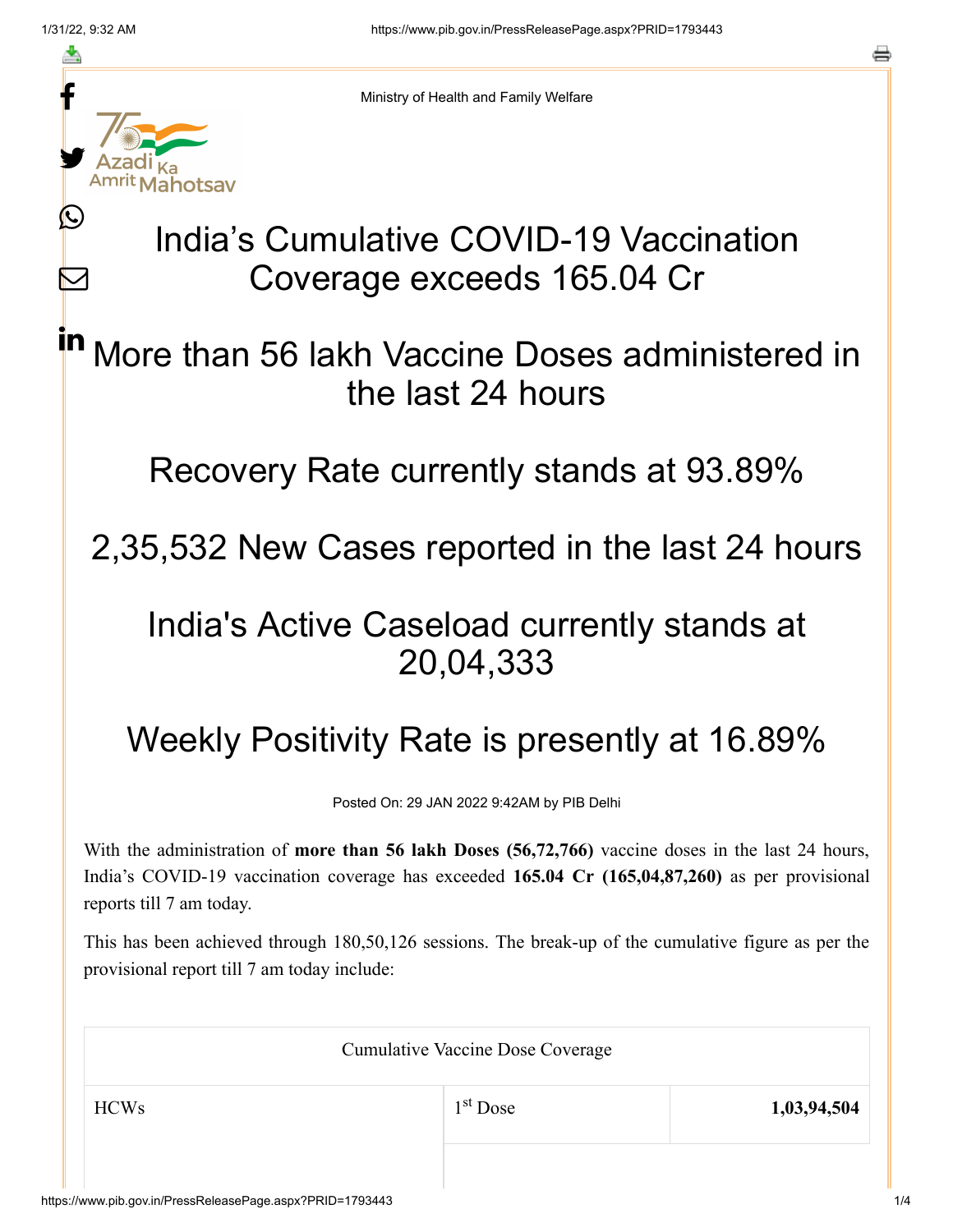Ministry of Health and Family Welfare

# India's Cumulative COVID-19 Vaccination Coverage exceeds 165.04 Cr

## More than 56 lakh Vaccine Doses administered in the last 24 hours

## Recovery Rate currently stands at 93.89%

## 2,35,532 New Cases reported in the last 24 hours

## India's Active Caseload currently stands at 20,04,333

## Weekly Positivity Rate is presently at 16.89%

Posted On: 29 JAN 2022 9:42AM by PIB Delhi

With the administration of **more than 56 lakh Doses (56,72,766)** vaccine doses in the last 24 hours, India's COVID-19 vaccination coverage has exceeded **165.04 Cr (165,04,87,260)** as per provisional reports till 7 am today.

This has been achieved through 180,50,126 sessions. The break-up of the cumulative figure as per the provisional report till 7 am today include:

| Cumulative Vaccine Dose Coverage | | |
|---|---|---|
| HCWs | 1st Dose | **1,03,94,504** |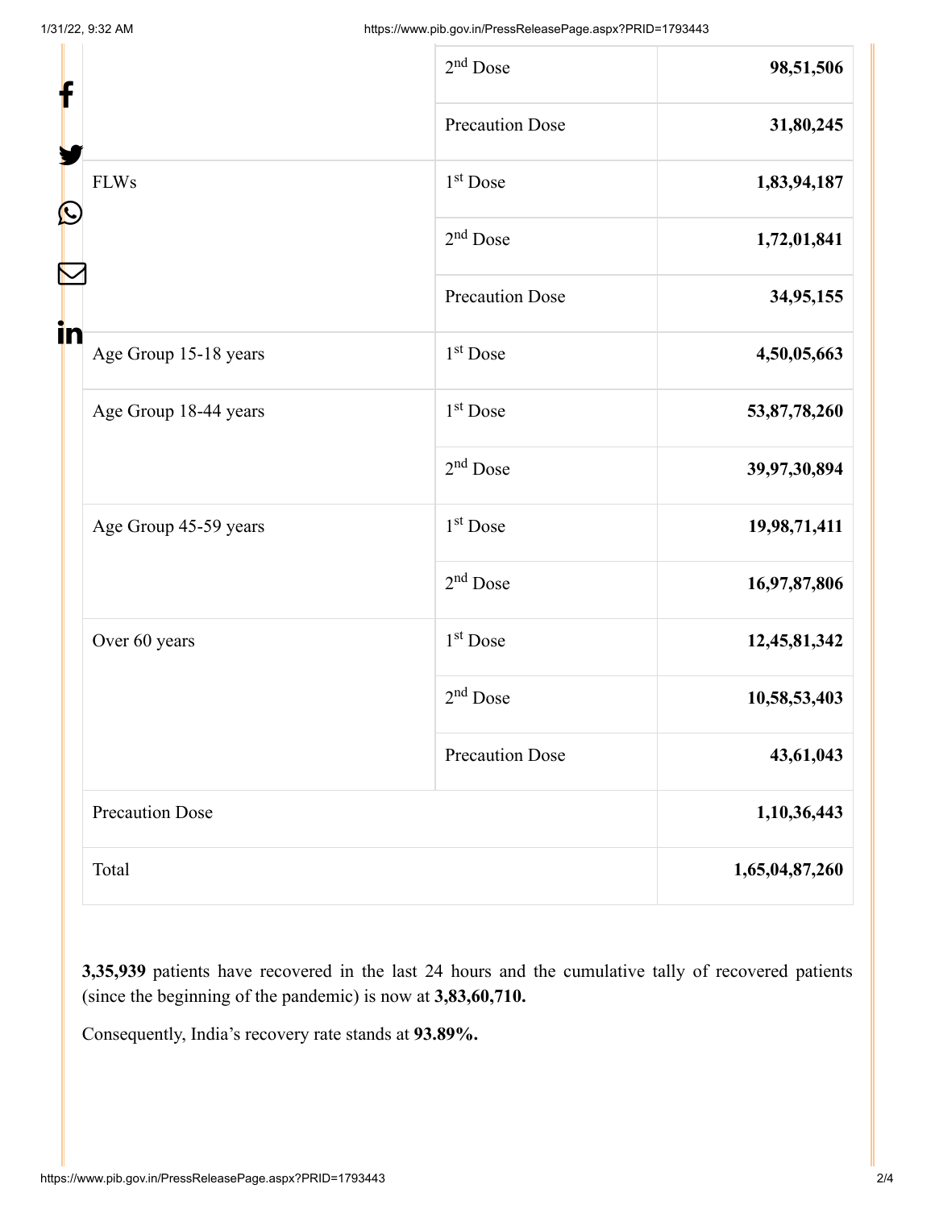| | | |
|---|---|---|
| | 2nd Dose | **98,51,506** |
| | Precaution Dose | **31,80,245** |
| FLWs | 1st Dose | **1,83,94,187** |
| | 2nd Dose | **1,72,01,841** |
| | Precaution Dose | **34,95,155** |
| Age Group 15-18 years | 1st Dose | **4,50,05,663** |
| Age Group 18-44 years | 1st Dose | **53,87,78,260** |
| | 2nd Dose | **39,97,30,894** |
| Age Group 45-59 years | 1st Dose | **19,98,71,411** |
| | 2nd Dose | **16,97,87,806** |
| Over 60 years | 1st Dose | **12,45,81,342** |
| | 2nd Dose | **10,58,53,403** |
| | Precaution Dose | **43,61,043** |
| Precaution Dose | | **1,10,36,443** |
| Total | | **1,65,04,87,260** |

**3,35,939** patients have recovered in the last 24 hours and the cumulative tally of recovered patients (since the beginning of the pandemic) is now at **3,83,60,710.**

Consequently, India's recovery rate stands at **93.89%.**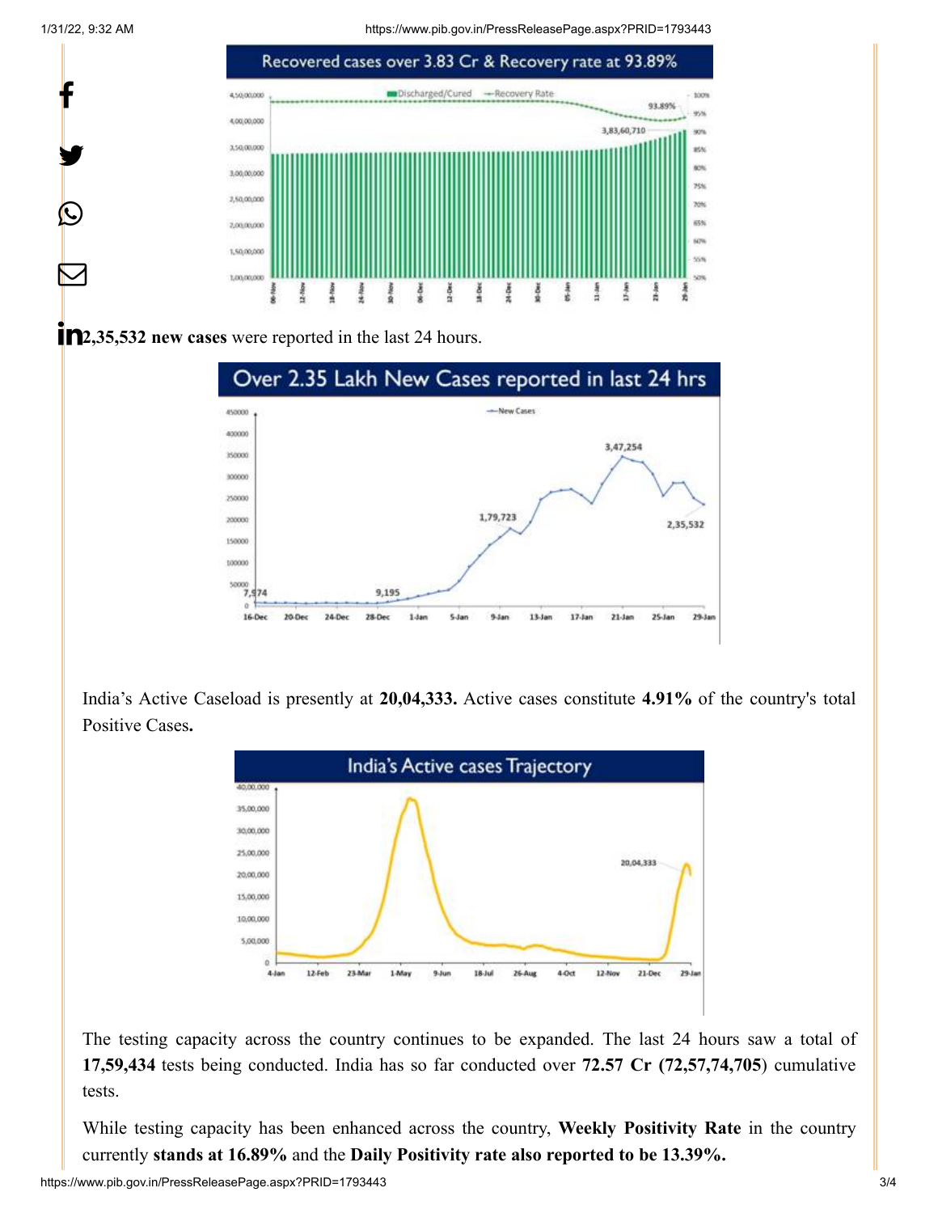**2,35,532 new cases** were reported in the last 24 hours.

India's Active Caseload is presently at **20,04,333.** Active cases constitute **4.91%** of the country's total Positive Cases**.**

The testing capacity across the country continues to be expanded. The last 24 hours saw a total of **17,59,434** tests being conducted. India has so far conducted over **72.57 Cr (72,57,74,705**) cumulative tests.

While testing capacity has been enhanced across the country, **Weekly Positivity Rate** in the country currently **stands at 16.89%** and the **Daily Positivity rate also reported to be 13.39%.**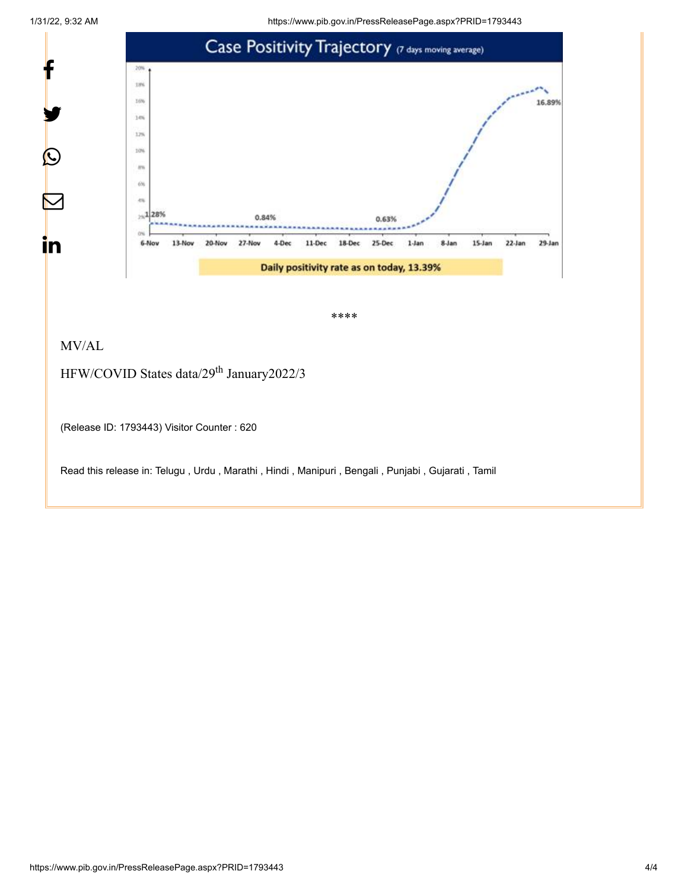Case Positivity Trajectory (7 days moving average)

20%
18%
16%
14%
12%
10%
8%
6%
4%
2%
0%

1.28%
0.84%
0.63%
16.89%

6-Nov 13-Nov 20-Nov 27-Nov 4-Dec 11-Dec 18-Dec 25-Dec 1-Jan 8-Jan 15-Jan 22-Jan 29-Jan

Daily positivity rate as on today, 13.39%

****

MV/AL

HFW/COVID States data/29th January2022/3

(Release ID: 1793443) Visitor Counter : 620

Read this release in: Telugu , Urdu , Marathi , Hindi , Manipuri , Bengali , Punjabi , Gujarati , Tamil